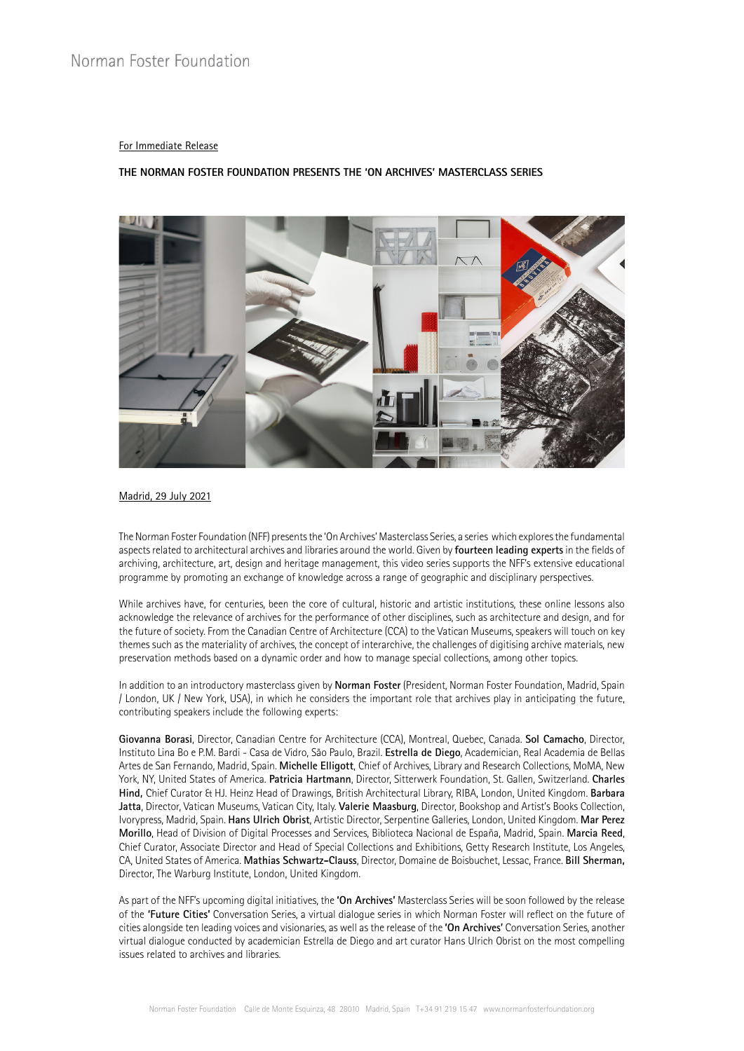Norman Foster Foundation

For Immediate Release

**THE NORMAN FOSTER FOUNDATION PRESENTS THE 'ON ARCHIVES' MASTERCLASS SERIES**

Madrid, 29 July 2021

The Norman Foster Foundation (NFF) presents the 'On Archives' Masterclass Series, a series which explores the fundamental aspects related to architectural archives and libraries around the world. Given by **fourteen leading experts** in the fields of archiving, architecture, art, design and heritage management, this video series supports the NFF's extensive educational programme by promoting an exchange of knowledge across a range of geographic and disciplinary perspectives.

While archives have, for centuries, been the core of cultural, historic and artistic institutions, these online lessons also acknowledge the relevance of archives for the performance of other disciplines, such as architecture and design, and for the future of society. From the Canadian Centre of Architecture (CCA) to the Vatican Museums, speakers will touch on key themes such as the materiality of archives, the concept of interarchive, the challenges of digitising archive materials, new preservation methods based on a dynamic order and how to manage special collections, among other topics.

In addition to an introductory masterclass given by **Norman Foster** (President, Norman Foster Foundation, Madrid, Spain / London, UK / New York, USA), in which he considers the important role that archives play in anticipating the future, contributing speakers include the following experts:

**Giovanna Borasi**, Director, Canadian Centre for Architecture (CCA), Montreal, Quebec, Canada. **Sol Camacho**, Director, Instituto Lina Bo e P.M. Bardi - Casa de Vidro, São Paulo, Brazil. **Estrella de Diego**, Academician, Real Academia de Bellas Artes de San Fernando, Madrid, Spain. **Michelle Elligott**, Chief of Archives, Library and Research Collections, MoMA, New York, NY, United States of America. **Patricia Hartmann**, Director, Sitterwerk Foundation, St. Gallen, Switzerland. **Charles Hind,** Chief Curator & HJ. Heinz Head of Drawings, British Architectural Library, RIBA, London, United Kingdom. **Barbara Jatta**, Director, Vatican Museums, Vatican City, Italy. **Valerie Maasburg**, Director, Bookshop and Artist's Books Collection, Ivorypress, Madrid, Spain. **Hans Ulrich Obrist**, Artistic Director, Serpentine Galleries, London, United Kingdom. **Mar Perez Morillo**, Head of Division of Digital Processes and Services, Biblioteca Nacional de España, Madrid, Spain. **Marcia Reed**, Chief Curator, Associate Director and Head of Special Collections and Exhibitions, Getty Research Institute, Los Angeles, CA, United States of America. **Mathias Schwartz-Clauss**, Director, Domaine de Boisbuchet, Lessac, France. **Bill Sherman,** Director, The Warburg Institute, London, United Kingdom.

As part of the NFF's upcoming digital initiatives, the **'On Archives'** Masterclass Series will be soon followed by the release of the **'Future Cities'** Conversation Series, a virtual dialogue series in which Norman Foster will reflect on the future of cities alongside ten leading voices and visionaries, as well as the release of the **'On Archives'** Conversation Series, another virtual dialogue conducted by academician Estrella de Diego and art curator Hans Ulrich Obrist on the most compelling issues related to archives and libraries.

Norman Foster Foundation Calle de Monte Esquinza, 48 28010 Madrid, Spain T+34 91 219 15 47 www.normanfosterfoundation.org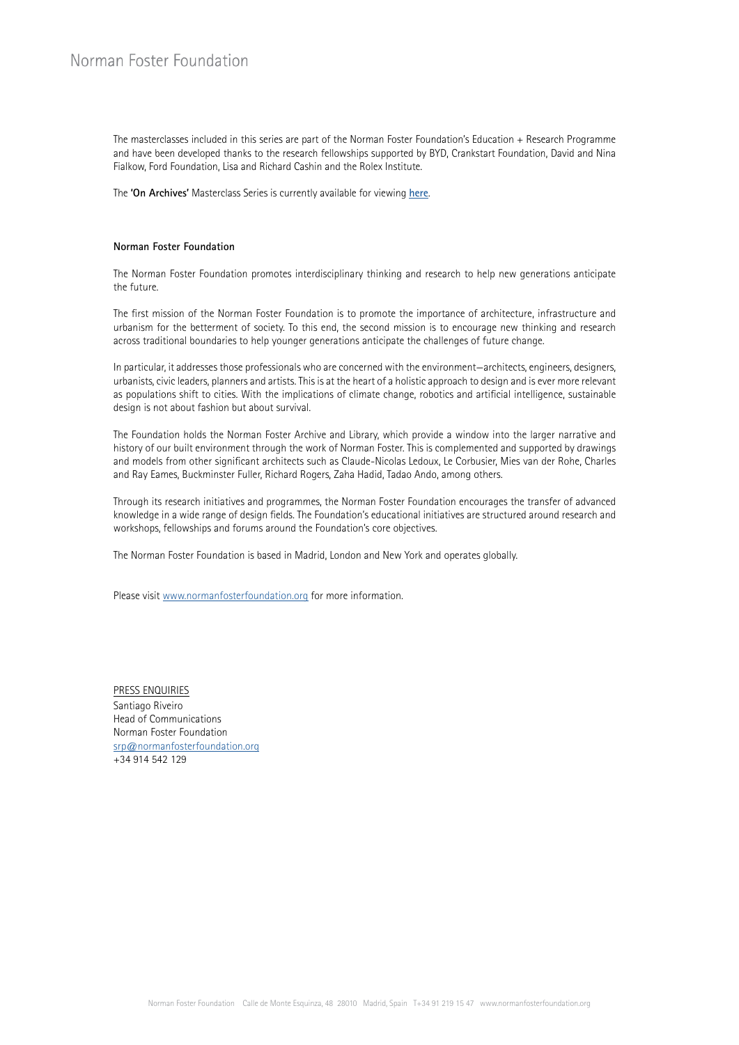The masterclasses included in this series are part of the Norman Foster Foundation's Education + Research Programme and have been developed thanks to the research fellowships supported by BYD, Crankstart Foundation, David and Nina Fialkow, Ford Foundation, Lisa and Richard Cashin and the Rolex Institute.

The **'On Archives'** Masterclass Series is currently available for viewing **here**.

**Norman Foster Foundation**

The Norman Foster Foundation promotes interdisciplinary thinking and research to help new generations anticipate the future.

The first mission of the Norman Foster Foundation is to promote the importance of architecture, infrastructure and urbanism for the betterment of society. To this end, the second mission is to encourage new thinking and research across traditional boundaries to help younger generations anticipate the challenges of future change.

In particular, it addresses those professionals who are concerned with the environment—architects, engineers, designers, urbanists, civic leaders, planners and artists. This is at the heart of a holistic approach to design and is ever more relevant as populations shift to cities. With the implications of climate change, robotics and artificial intelligence, sustainable design is not about fashion but about survival.

The Foundation holds the Norman Foster Archive and Library, which provide a window into the larger narrative and history of our built environment through the work of Norman Foster. This is complemented and supported by drawings and models from other significant architects such as Claude-Nicolas Ledoux, Le Corbusier, Mies van der Rohe, Charles and Ray Eames, Buckminster Fuller, Richard Rogers, Zaha Hadid, Tadao Ando, among others.

Through its research initiatives and programmes, the Norman Foster Foundation encourages the transfer of advanced knowledge in a wide range of design fields. The Foundation's educational initiatives are structured around research and workshops, fellowships and forums around the Foundation's core objectives.

The Norman Foster Foundation is based in Madrid, London and New York and operates globally.

Please visit www.normanfosterfoundation.org for more information.

PRESS ENQUIRIES
Santiago Riveiro
Head of Communications
Norman Foster Foundation
srp@normanfosterfoundation.org
+34 914 542 129